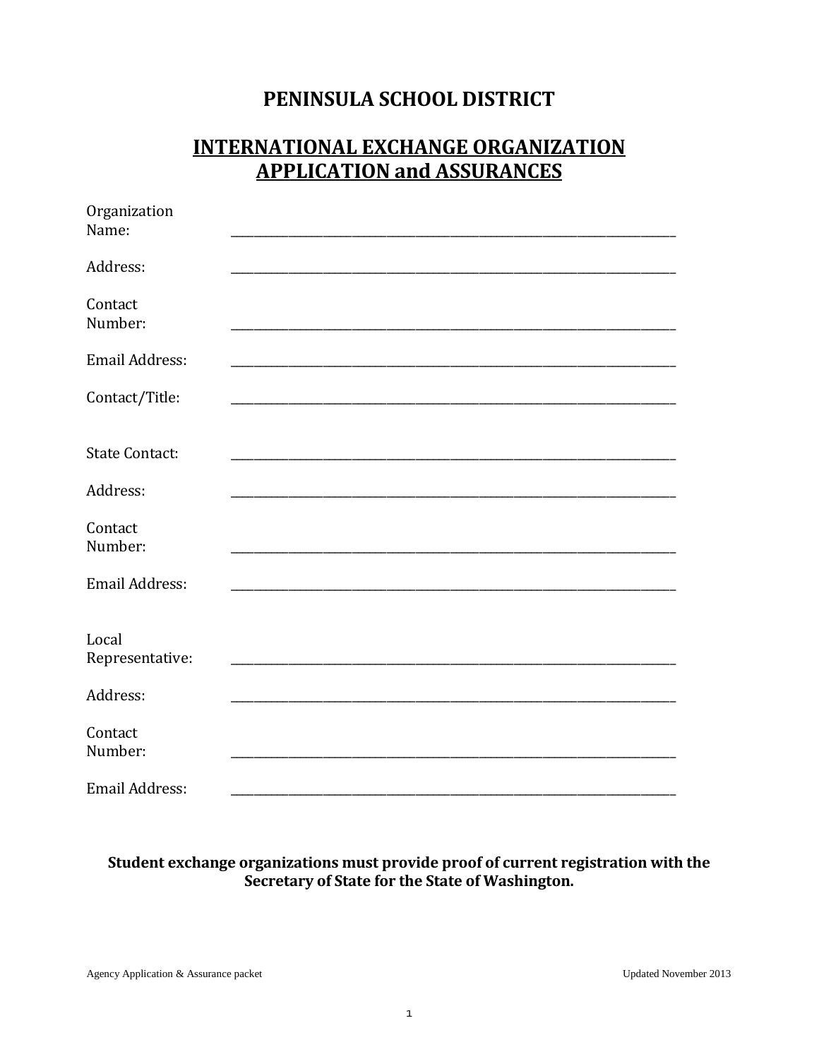# PENINSULA SCHOOL DISTRICT

## INTERNATIONAL EXCHANGE ORGANIZATION APPLICATION and ASSURANCES

Organization Name: ______________________________________________________________

Address: ______________________________________________________________

Contact Number: ______________________________________________________________

Email Address: ______________________________________________________________

Contact/Title: ______________________________________________________________

State Contact: ______________________________________________________________

Address: ______________________________________________________________

Contact Number: ______________________________________________________________

Email Address: ______________________________________________________________

Local Representative: ______________________________________________________________

Address: ______________________________________________________________

Contact Number: ______________________________________________________________

Email Address: ______________________________________________________________

**Student exchange organizations must provide proof of current registration with the Secretary of State for the State of Washington.**

Agency Application & Assurance packet

Updated November 2013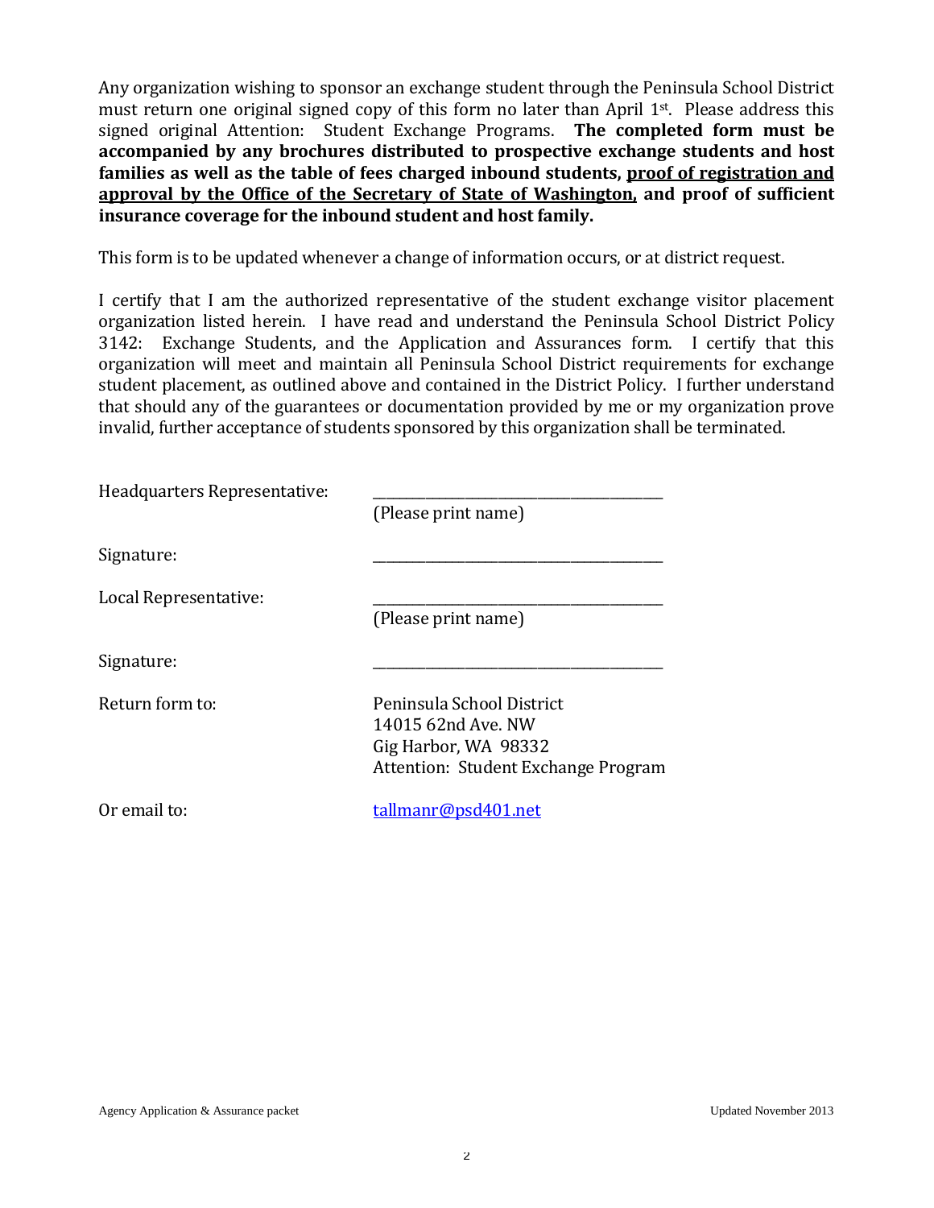Any organization wishing to sponsor an exchange student through the Peninsula School District must return one original signed copy of this form no later than April 1st. Please address this signed original Attention: Student Exchange Programs. **The completed form must be accompanied by any brochures distributed to prospective exchange students and host families as well as the table of fees charged inbound students, <u>proof of registration and approval by the Office of the Secretary of State of Washington</u>, and proof of sufficient insurance coverage for the inbound student and host family.**

This form is to be updated whenever a change of information occurs, or at district request.

I certify that I am the authorized representative of the student exchange visitor placement organization listed herein. I have read and understand the Peninsula School District Policy 3142: Exchange Students, and the Application and Assurances form. I certify that this organization will meet and maintain all Peninsula School District requirements for exchange student placement, as outlined above and contained in the District Policy. I further understand that should any of the guarantees or documentation provided by me or my organization prove invalid, further acceptance of students sponsored by this organization shall be terminated.

Headquarters Representative: ________________________________________
(Please print name)

Signature: ________________________________________

Local Representative: ________________________________________
(Please print name)

Signature: ________________________________________

Return form to:
Peninsula School District
14015 62nd Ave. NW
Gig Harbor, WA 98332
Attention: Student Exchange Program

Or email to: tallmanr@psd401.net

Agency Application & Assurance packet — Updated November 2013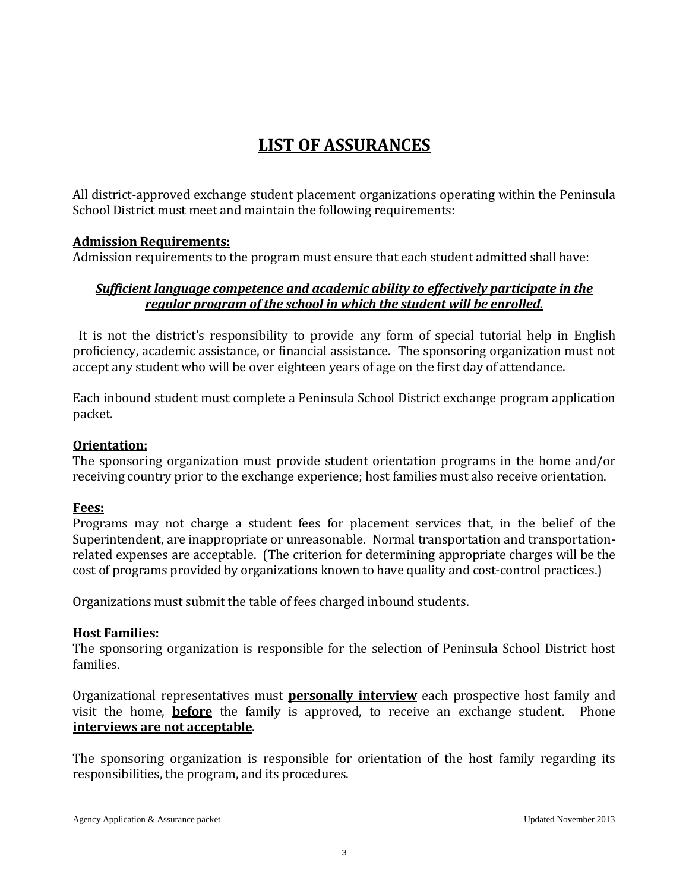# LIST OF ASSURANCES

All district-approved exchange student placement organizations operating within the Peninsula School District must meet and maintain the following requirements:

**Admission Requirements:**

Admission requirements to the program must ensure that each student admitted shall have:

***Sufficient language competence and academic ability to effectively participate in the regular program of the school in which the student will be enrolled.***

It is not the district's responsibility to provide any form of special tutorial help in English proficiency, academic assistance, or financial assistance. The sponsoring organization must not accept any student who will be over eighteen years of age on the first day of attendance.

Each inbound student must complete a Peninsula School District exchange program application packet.

**Orientation:**

The sponsoring organization must provide student orientation programs in the home and/or receiving country prior to the exchange experience; host families must also receive orientation.

**Fees:**

Programs may not charge a student fees for placement services that, in the belief of the Superintendent, are inappropriate or unreasonable. Normal transportation and transportation-related expenses are acceptable. (The criterion for determining appropriate charges will be the cost of programs provided by organizations known to have quality and cost-control practices.)

Organizations must submit the table of fees charged inbound students.

**Host Families:**

The sponsoring organization is responsible for the selection of Peninsula School District host families.

Organizational representatives must **personally interview** each prospective host family and visit the home, **before** the family is approved, to receive an exchange student. Phone **interviews are not acceptable**.

The sponsoring organization is responsible for orientation of the host family regarding its responsibilities, the program, and its procedures.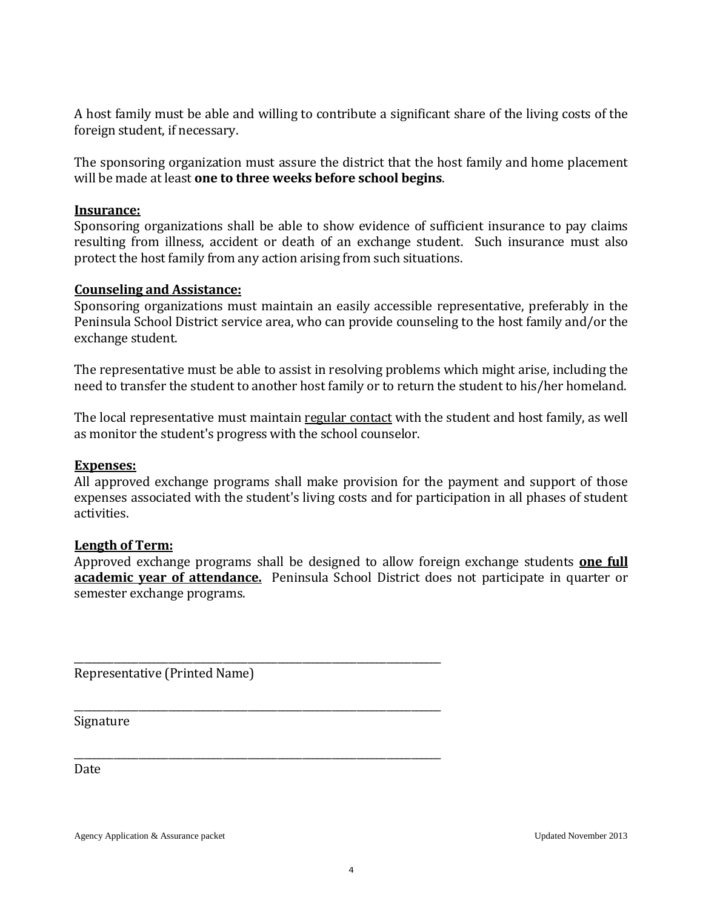A host family must be able and willing to contribute a significant share of the living costs of the foreign student, if necessary.

The sponsoring organization must assure the district that the host family and home placement will be made at least **one to three weeks before school begins**.

**Insurance:**
Sponsoring organizations shall be able to show evidence of sufficient insurance to pay claims resulting from illness, accident or death of an exchange student. Such insurance must also protect the host family from any action arising from such situations.

**Counseling and Assistance:**
Sponsoring organizations must maintain an easily accessible representative, preferably in the Peninsula School District service area, who can provide counseling to the host family and/or the exchange student.

The representative must be able to assist in resolving problems which might arise, including the need to transfer the student to another host family or to return the student to his/her homeland.

The local representative must maintain regular contact with the student and host family, as well as monitor the student's progress with the school counselor.

**Expenses:**
All approved exchange programs shall make provision for the payment and support of those expenses associated with the student's living costs and for participation in all phases of student activities.

**Length of Term:**
Approved exchange programs shall be designed to allow foreign exchange students **one full academic year of attendance.** Peninsula School District does not participate in quarter or semester exchange programs.

_______________________________________________
Representative (Printed Name)

_______________________________________________
Signature

_______________________________________________
Date